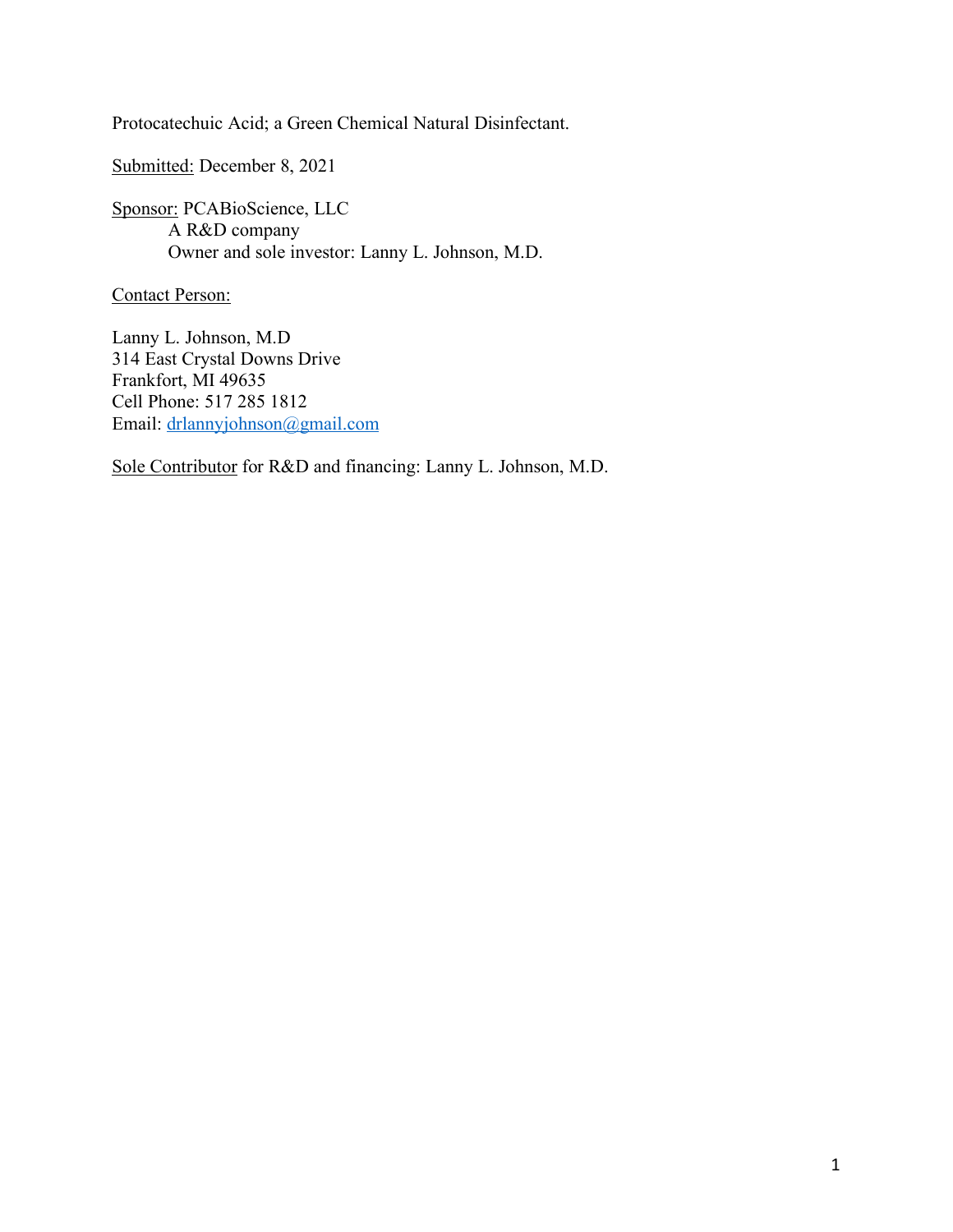Protocatechuic Acid; a Green Chemical Natural Disinfectant.

<u>Submitted:</u> December 8, 2021

<u>Sponsor:</u> PCABioScience, LLC
A R&D company
Owner and sole investor: Lanny L. Johnson, M.D.

<u>Contact Person:</u>

Lanny L. Johnson, M.D
314 East Crystal Downs Drive
Frankfort, MI 49635
Cell Phone: 517 285 1812
Email: drlannyjohnson@gmail.com

<u>Sole Contributor</u> for R&D and financing: Lanny L. Johnson, M.D.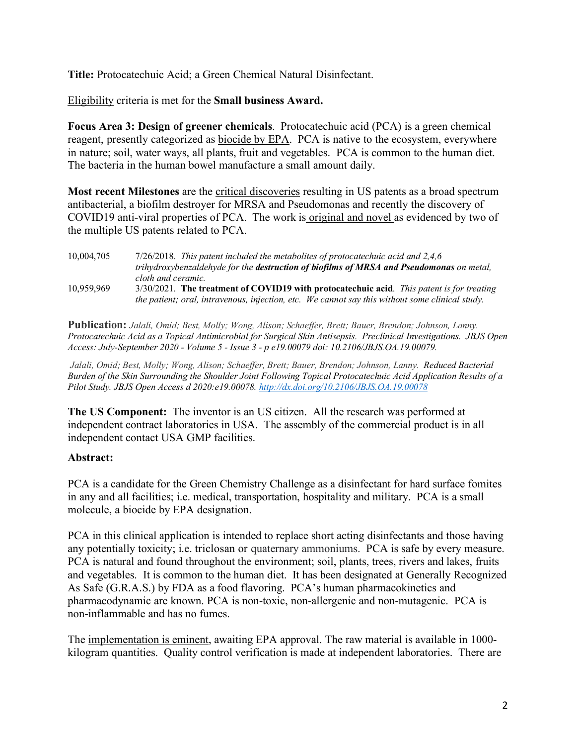**Title:** Protocatechuic Acid; a Green Chemical Natural Disinfectant.

Eligibility criteria is met for the **Small business Award.**

**Focus Area 3: Design of greener chemicals**. Protocatechuic acid (PCA) is a green chemical reagent, presently categorized as biocide by EPA. PCA is native to the ecosystem, everywhere in nature; soil, water ways, all plants, fruit and vegetables. PCA is common to the human diet. The bacteria in the human bowel manufacture a small amount daily.

**Most recent Milestones** are the critical discoveries resulting in US patents as a broad spectrum antibacterial, a biofilm destroyer for MRSA and Pseudomonas and recently the discovery of COVID19 anti-viral properties of PCA. The work is original and novel as evidenced by two of the multiple US patents related to PCA.

| | |
|---|---|
| 10,004,705 | 7/26/2018. *This patent included the metabolites of protocatechuic acid and 2,4,6 trihydroxybenzaldehyde for the* ***destruction of biofilms of MRSA and Pseudomonas*** *on metal, cloth and ceramic.* |
| 10,959,969 | 3/30/2021. **The treatment of COVID19 with protocatechuic acid**. *This patent is for treating the patient; oral, intravenous, injection, etc. We cannot say this without some clinical study.* |

**Publication:** *Jalali, Omid; Best, Molly; Wong, Alison; Schaeffer, Brett; Bauer, Brendon; Johnson, Lanny. Protocatechuic Acid as a Topical Antimicrobial for Surgical Skin Antisepsis. Preclinical Investigations. JBJS Open Access: July-September 2020 - Volume 5 - Issue 3 - p e19.00079 doi: 10.2106/JBJS.OA.19.00079.*

*Jalali, Omid; Best, Molly; Wong, Alison; Schaeffer, Brett; Bauer, Brendon; Johnson, Lanny.* ***Reduced Bacterial Burden of the Skin Surrounding the Shoulder Joint Following Topical Protocatechuic Acid Application Results of a Pilot Study.*** *JBJS Open Access d 2020:e19.00078. http://dx.doi.org/10.2106/JBJS.OA.19.00078*

**The US Component:** The inventor is an US citizen. All the research was performed at independent contract laboratories in USA. The assembly of the commercial product is in all independent contact USA GMP facilities.

**Abstract:**

PCA is a candidate for the Green Chemistry Challenge as a disinfectant for hard surface fomites in any and all facilities; i.e. medical, transportation, hospitality and military. PCA is a small molecule, a biocide by EPA designation.

PCA in this clinical application is intended to replace short acting disinfectants and those having any potentially toxicity; i.e. triclosan or quaternary ammoniums. PCA is safe by every measure. PCA is natural and found throughout the environment; soil, plants, trees, rivers and lakes, fruits and vegetables. It is common to the human diet. It has been designated at Generally Recognized As Safe (G.R.A.S.) by FDA as a food flavoring. PCA's human pharmacokinetics and pharmacodynamic are known. PCA is non-toxic, non-allergenic and non-mutagenic. PCA is non-inflammable and has no fumes.

The implementation is eminent, awaiting EPA approval. The raw material is available in 1000-kilogram quantities. Quality control verification is made at independent laboratories. There are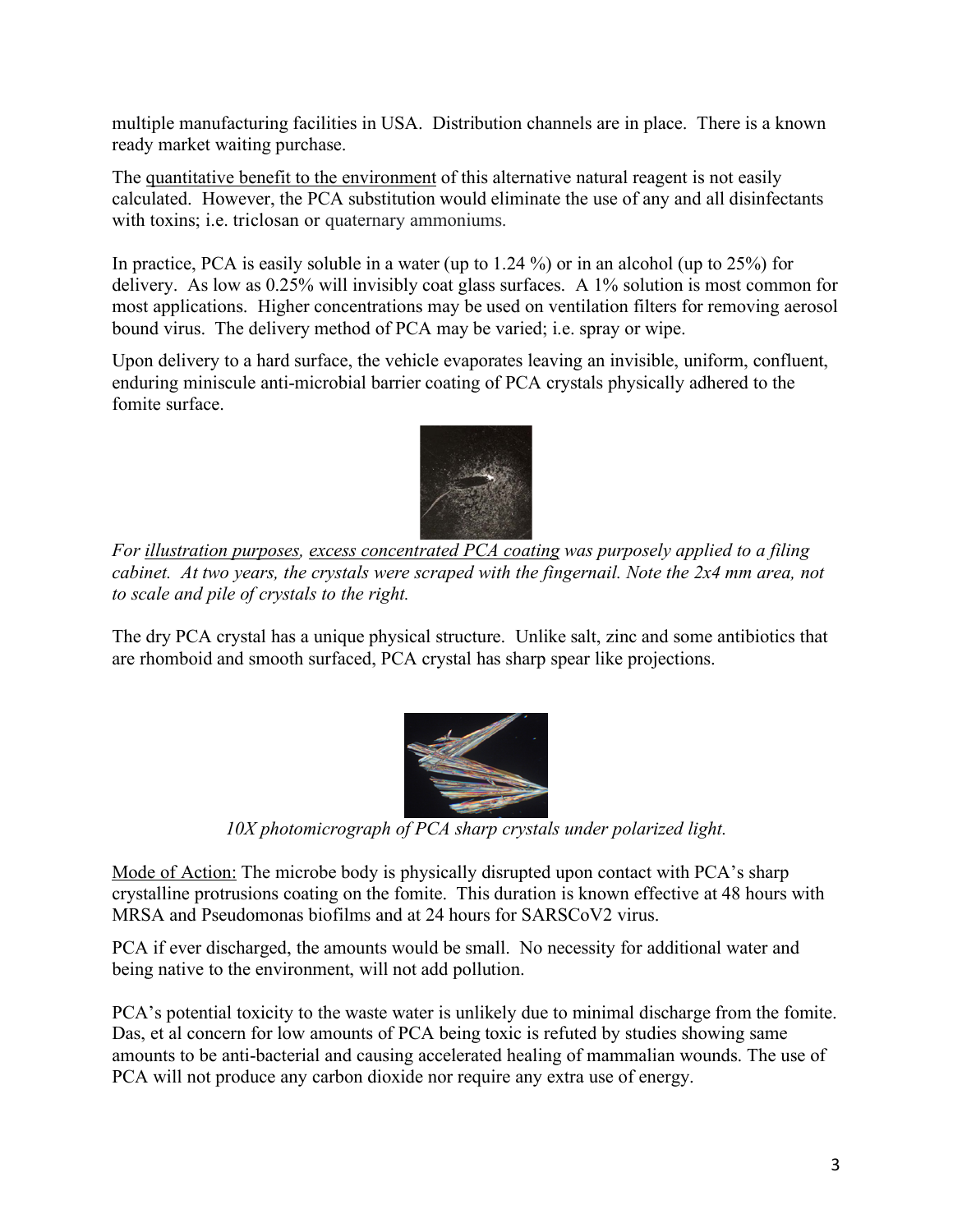multiple manufacturing facilities in USA. Distribution channels are in place. There is a known ready market waiting purchase.

The quantitative benefit to the environment of this alternative natural reagent is not easily calculated. However, the PCA substitution would eliminate the use of any and all disinfectants with toxins; i.e. triclosan or quaternary ammoniums.

In practice, PCA is easily soluble in a water (up to 1.24 %) or in an alcohol (up to 25%) for delivery. As low as 0.25% will invisibly coat glass surfaces. A 1% solution is most common for most applications. Higher concentrations may be used on ventilation filters for removing aerosol bound virus. The delivery method of PCA may be varied; i.e. spray or wipe.

Upon delivery to a hard surface, the vehicle evaporates leaving an invisible, uniform, confluent, enduring miniscule anti-microbial barrier coating of PCA crystals physically adhered to the fomite surface.

*For illustration purposes, excess concentrated PCA coating was purposely applied to a filing cabinet. At two years, the crystals were scraped with the fingernail. Note the 2x4 mm area, not to scale and pile of crystals to the right.*

The dry PCA crystal has a unique physical structure. Unlike salt, zinc and some antibiotics that are rhomboid and smooth surfaced, PCA crystal has sharp spear like projections.

*10X photomicrograph of PCA sharp crystals under polarized light.*

Mode of Action: The microbe body is physically disrupted upon contact with PCA's sharp crystalline protrusions coating on the fomite. This duration is known effective at 48 hours with MRSA and Pseudomonas biofilms and at 24 hours for SARSCoV2 virus.

PCA if ever discharged, the amounts would be small. No necessity for additional water and being native to the environment, will not add pollution.

PCA's potential toxicity to the waste water is unlikely due to minimal discharge from the fomite. Das, et al concern for low amounts of PCA being toxic is refuted by studies showing same amounts to be anti-bacterial and causing accelerated healing of mammalian wounds. The use of PCA will not produce any carbon dioxide nor require any extra use of energy.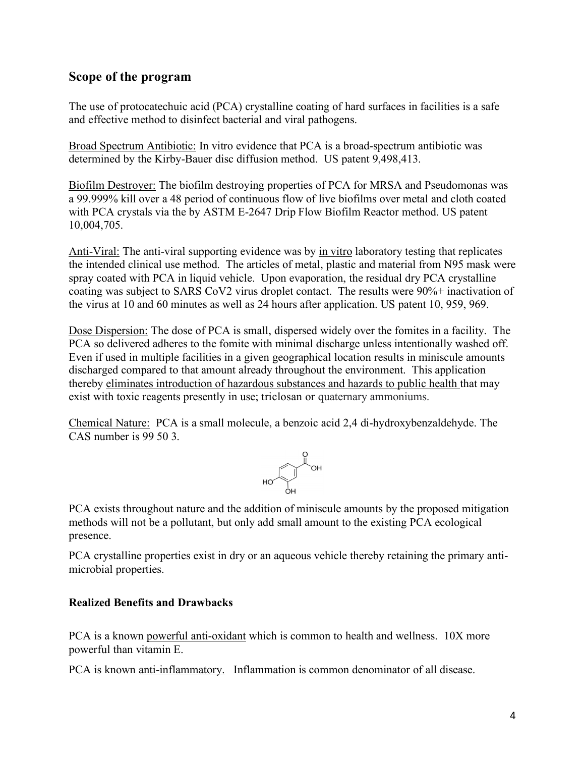## Scope of the program

The use of protocatechuic acid (PCA) crystalline coating of hard surfaces in facilities is a safe and effective method to disinfect bacterial and viral pathogens.

Broad Spectrum Antibiotic: In vitro evidence that PCA is a broad-spectrum antibiotic was determined by the Kirby-Bauer disc diffusion method. US patent 9,498,413.

Biofilm Destroyer: The biofilm destroying properties of PCA for MRSA and Pseudomonas was a 99.999% kill over a 48 period of continuous flow of live biofilms over metal and cloth coated with PCA crystals via the by ASTM E-2647 Drip Flow Biofilm Reactor method. US patent 10,004,705.

Anti-Viral: The anti-viral supporting evidence was by in vitro laboratory testing that replicates the intended clinical use method. The articles of metal, plastic and material from N95 mask were spray coated with PCA in liquid vehicle. Upon evaporation, the residual dry PCA crystalline coating was subject to SARS CoV2 virus droplet contact. The results were 90%+ inactivation of the virus at 10 and 60 minutes as well as 24 hours after application. US patent 10, 959, 969.

Dose Dispersion: The dose of PCA is small, dispersed widely over the fomites in a facility. The PCA so delivered adheres to the fomite with minimal discharge unless intentionally washed off. Even if used in multiple facilities in a given geographical location results in miniscule amounts discharged compared to that amount already throughout the environment. This application thereby eliminates introduction of hazardous substances and hazards to public health that may exist with toxic reagents presently in use; triclosan or quaternary ammoniums.

Chemical Nature: PCA is a small molecule, a benzoic acid 2,4 di-hydroxybenzaldehyde. The CAS number is 99 50 3.

PCA exists throughout nature and the addition of miniscule amounts by the proposed mitigation methods will not be a pollutant, but only add small amount to the existing PCA ecological presence.

PCA crystalline properties exist in dry or an aqueous vehicle thereby retaining the primary anti-microbial properties.

### Realized Benefits and Drawbacks

PCA is a known powerful anti-oxidant which is common to health and wellness. 10X more powerful than vitamin E.

PCA is known anti-inflammatory. Inflammation is common denominator of all disease.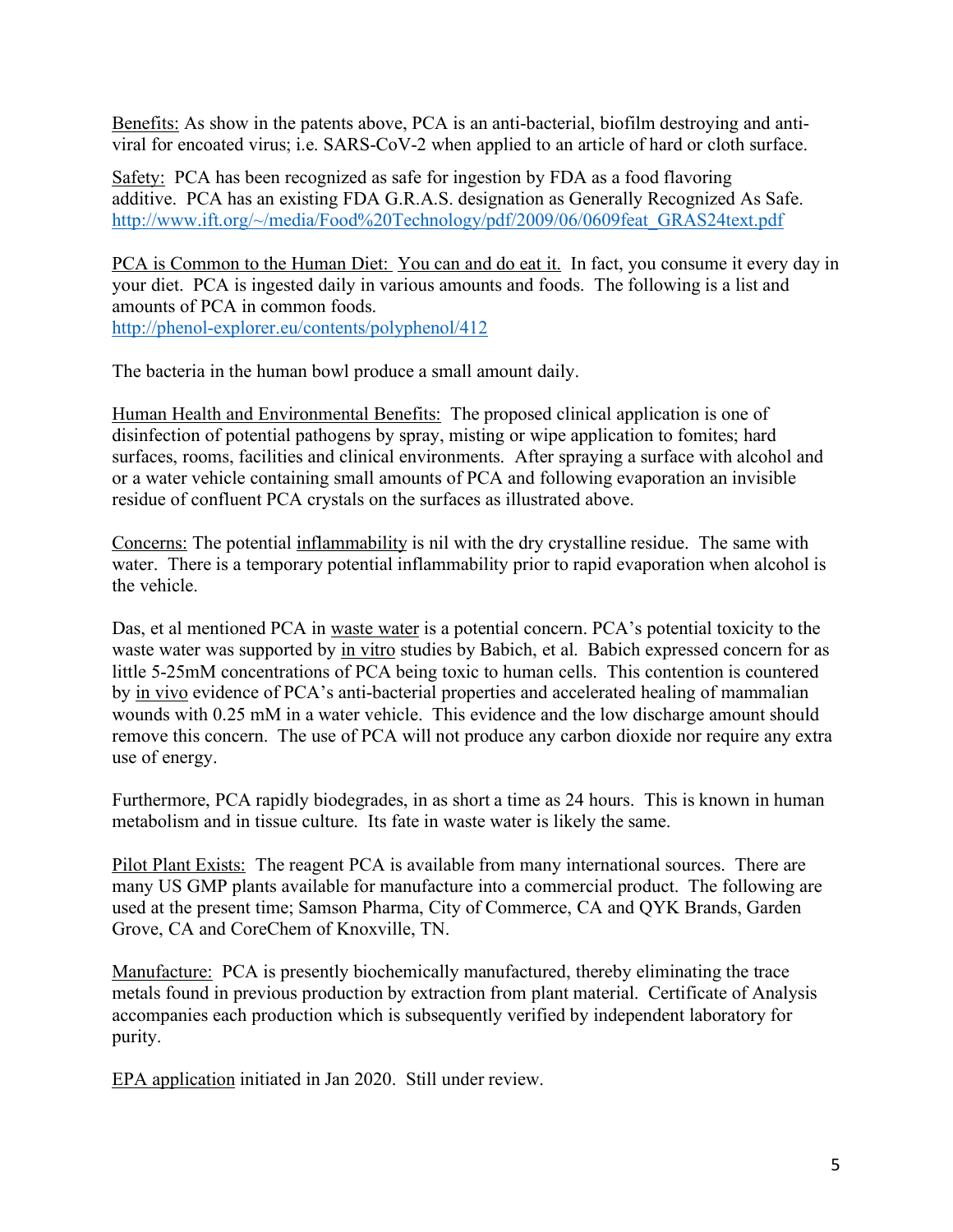Benefits: As show in the patents above, PCA is an anti-bacterial, biofilm destroying and anti-viral for encoated virus; i.e. SARS-CoV-2 when applied to an article of hard or cloth surface.

Safety: PCA has been recognized as safe for ingestion by FDA as a food flavoring additive. PCA has an existing FDA G.R.A.S. designation as Generally Recognized As Safe. http://www.ift.org/~/media/Food%20Technology/pdf/2009/06/0609feat_GRAS24text.pdf

PCA is Common to the Human Diet: You can and do eat it. In fact, you consume it every day in your diet. PCA is ingested daily in various amounts and foods. The following is a list and amounts of PCA in common foods.
http://phenol-explorer.eu/contents/polyphenol/412

The bacteria in the human bowl produce a small amount daily.

Human Health and Environmental Benefits: The proposed clinical application is one of disinfection of potential pathogens by spray, misting or wipe application to fomites; hard surfaces, rooms, facilities and clinical environments. After spraying a surface with alcohol and or a water vehicle containing small amounts of PCA and following evaporation an invisible residue of confluent PCA crystals on the surfaces as illustrated above.

Concerns: The potential inflammability is nil with the dry crystalline residue. The same with water. There is a temporary potential inflammability prior to rapid evaporation when alcohol is the vehicle.

Das, et al mentioned PCA in waste water is a potential concern. PCA's potential toxicity to the waste water was supported by in vitro studies by Babich, et al. Babich expressed concern for as little 5-25mM concentrations of PCA being toxic to human cells. This contention is countered by in vivo evidence of PCA's anti-bacterial properties and accelerated healing of mammalian wounds with 0.25 mM in a water vehicle. This evidence and the low discharge amount should remove this concern. The use of PCA will not produce any carbon dioxide nor require any extra use of energy.

Furthermore, PCA rapidly biodegrades, in as short a time as 24 hours. This is known in human metabolism and in tissue culture. Its fate in waste water is likely the same.

Pilot Plant Exists: The reagent PCA is available from many international sources. There are many US GMP plants available for manufacture into a commercial product. The following are used at the present time; Samson Pharma, City of Commerce, CA and QYK Brands, Garden Grove, CA and CoreChem of Knoxville, TN.

Manufacture: PCA is presently biochemically manufactured, thereby eliminating the trace metals found in previous production by extraction from plant material. Certificate of Analysis accompanies each production which is subsequently verified by independent laboratory for purity.

EPA application initiated in Jan 2020. Still under review.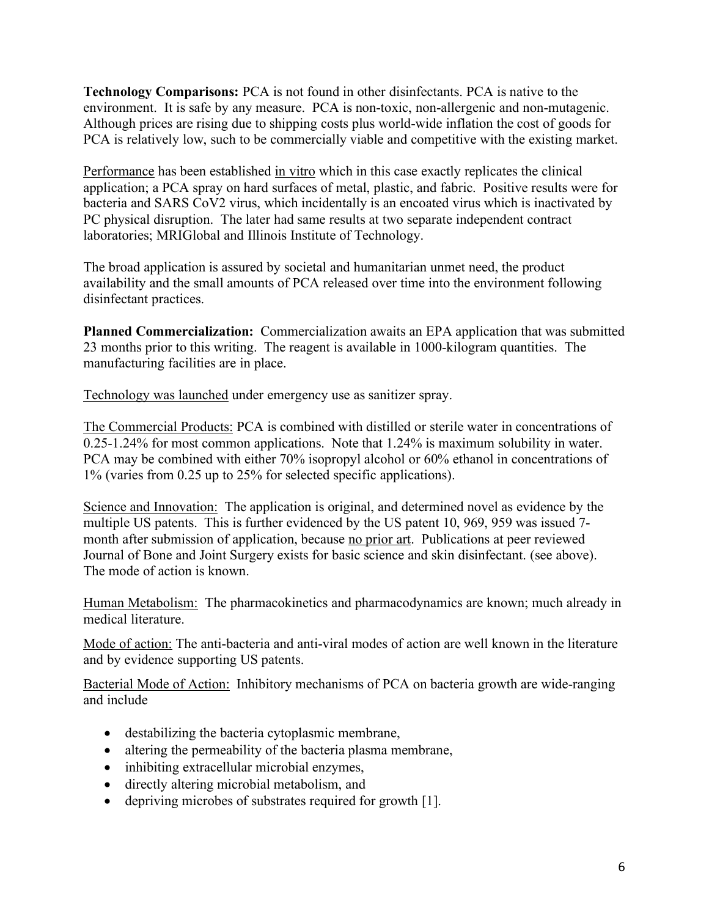**Technology Comparisons:** PCA is not found in other disinfectants. PCA is native to the environment. It is safe by any measure. PCA is non-toxic, non-allergenic and non-mutagenic. Although prices are rising due to shipping costs plus world-wide inflation the cost of goods for PCA is relatively low, such to be commercially viable and competitive with the existing market.

Performance has been established in vitro which in this case exactly replicates the clinical application; a PCA spray on hard surfaces of metal, plastic, and fabric. Positive results were for bacteria and SARS CoV2 virus, which incidentally is an encoated virus which is inactivated by PC physical disruption. The later had same results at two separate independent contract laboratories; MRIGlobal and Illinois Institute of Technology.

The broad application is assured by societal and humanitarian unmet need, the product availability and the small amounts of PCA released over time into the environment following disinfectant practices.

**Planned Commercialization:** Commercialization awaits an EPA application that was submitted 23 months prior to this writing. The reagent is available in 1000-kilogram quantities. The manufacturing facilities are in place.

Technology was launched under emergency use as sanitizer spray.

The Commercial Products: PCA is combined with distilled or sterile water in concentrations of 0.25-1.24% for most common applications. Note that 1.24% is maximum solubility in water. PCA may be combined with either 70% isopropyl alcohol or 60% ethanol in concentrations of 1% (varies from 0.25 up to 25% for selected specific applications).

Science and Innovation: The application is original, and determined novel as evidence by the multiple US patents. This is further evidenced by the US patent 10, 969, 959 was issued 7-month after submission of application, because no prior art. Publications at peer reviewed Journal of Bone and Joint Surgery exists for basic science and skin disinfectant. (see above). The mode of action is known.

Human Metabolism: The pharmacokinetics and pharmacodynamics are known; much already in medical literature.

Mode of action: The anti-bacteria and anti-viral modes of action are well known in the literature and by evidence supporting US patents.

Bacterial Mode of Action: Inhibitory mechanisms of PCA on bacteria growth are wide-ranging and include

- destabilizing the bacteria cytoplasmic membrane,
- altering the permeability of the bacteria plasma membrane,
- inhibiting extracellular microbial enzymes,
- directly altering microbial metabolism, and
- depriving microbes of substrates required for growth [1].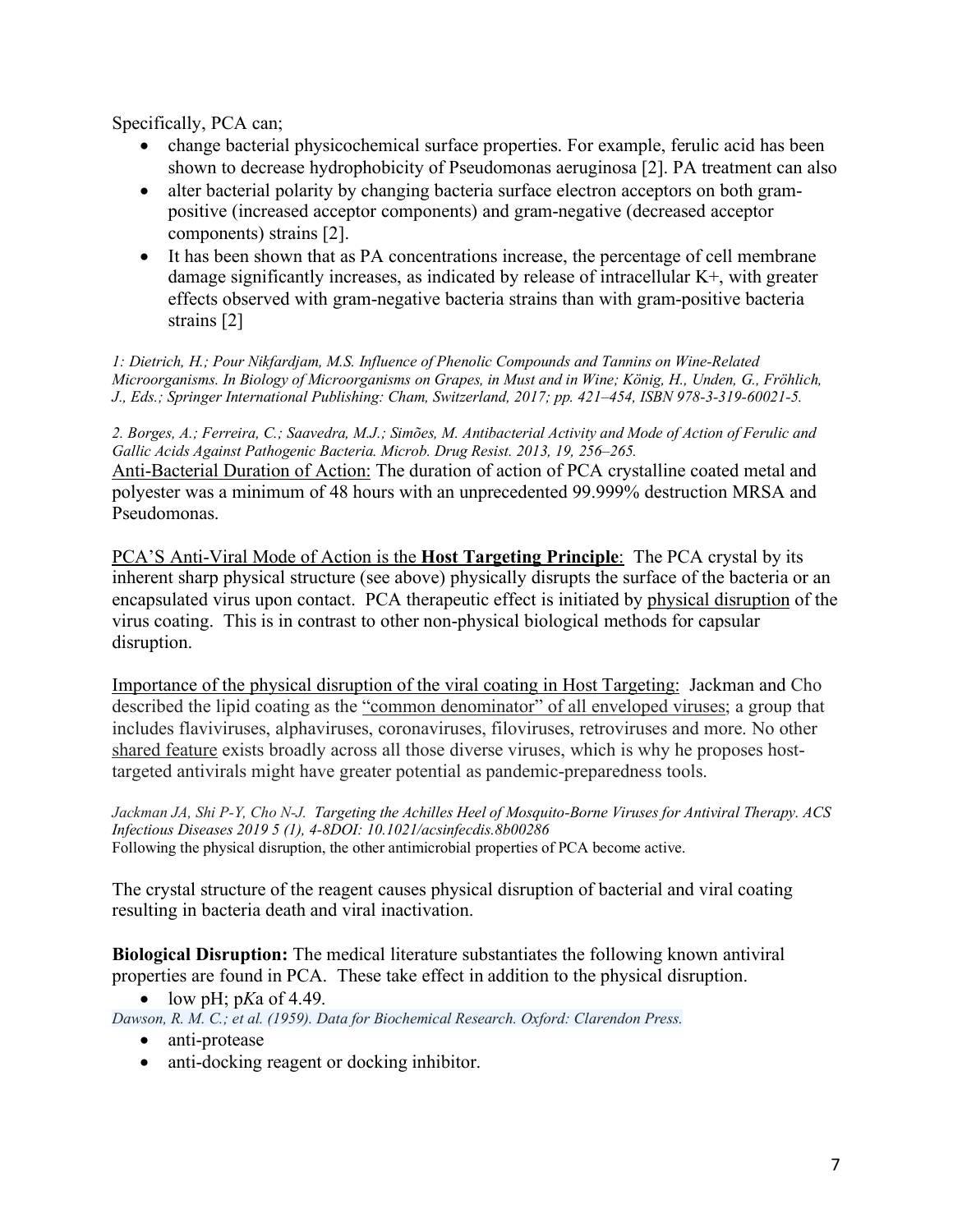Specifically, PCA can;

- change bacterial physicochemical surface properties. For example, ferulic acid has been shown to decrease hydrophobicity of Pseudomonas aeruginosa [2]. PA treatment can also
- alter bacterial polarity by changing bacteria surface electron acceptors on both gram-positive (increased acceptor components) and gram-negative (decreased acceptor components) strains [2].
- It has been shown that as PA concentrations increase, the percentage of cell membrane damage significantly increases, as indicated by release of intracellular $K^+$, with greater effects observed with gram-negative bacteria strains than with gram-positive bacteria strains [2]

*1: Dietrich, H.; Pour Nikfardjam, M.S. Influence of Phenolic Compounds and Tannins on Wine-Related Microorganisms. In Biology of Microorganisms on Grapes, in Must and in Wine; König, H., Unden, G., Fröhlich, J., Eds.; Springer International Publishing: Cham, Switzerland, 2017; pp. 421–454, ISBN 978-3-319-60021-5.*

*2. Borges, A.; Ferreira, C.; Saavedra, M.J.; Simões, M. Antibacterial Activity and Mode of Action of Ferulic and Gallic Acids Against Pathogenic Bacteria. Microb. Drug Resist. 2013, 19, 256–265.*

Anti-Bacterial Duration of Action: The duration of action of PCA crystalline coated metal and polyester was a minimum of 48 hours with an unprecedented 99.999% destruction MRSA and Pseudomonas.

PCA'S Anti-Viral Mode of Action is the **Host Targeting Principle**: The PCA crystal by its inherent sharp physical structure (see above) physically disrupts the surface of the bacteria or an encapsulated virus upon contact. PCA therapeutic effect is initiated by physical disruption of the virus coating. This is in contrast to other non-physical biological methods for capsular disruption.

Importance of the physical disruption of the viral coating in Host Targeting: Jackman and Cho described the lipid coating as the "common denominator" of all enveloped viruses; a group that includes flaviviruses, alphaviruses, coronaviruses, filoviruses, retroviruses and more. No other shared feature exists broadly across all those diverse viruses, which is why he proposes host-targeted antivirals might have greater potential as pandemic-preparedness tools.

*Jackman JA, Shi P-Y, Cho N-J. Targeting the Achilles Heel of Mosquito-Borne Viruses for Antiviral Therapy. ACS Infectious Diseases 2019 5 (1), 4-8DOI: 10.1021/acsinfecdis.8b00286*

Following the physical disruption, the other antimicrobial properties of PCA become active.

The crystal structure of the reagent causes physical disruption of bacterial and viral coating resulting in bacteria death and viral inactivation.

**Biological Disruption:** The medical literature substantiates the following known antiviral properties are found in PCA. These take effect in addition to the physical disruption.

- low pH; p*K*a of 4.49.

*Dawson, R. M. C.; et al. (1959). Data for Biochemical Research. Oxford: Clarendon Press.*

- anti-protease
- anti-docking reagent or docking inhibitor.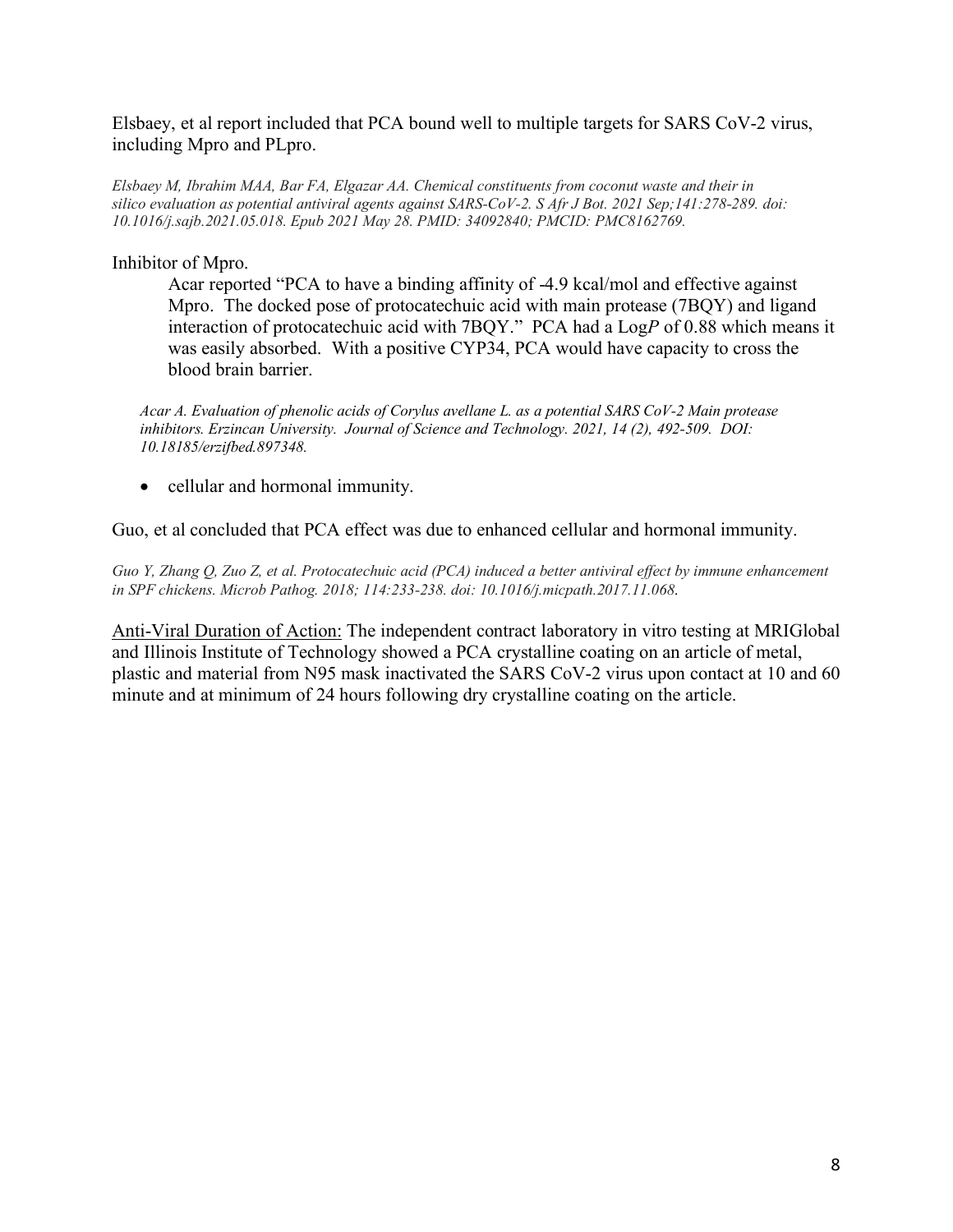Elsbaey, et al report included that PCA bound well to multiple targets for SARS CoV-2 virus, including Mpro and PLpro.

*Elsbaey M, Ibrahim MAA, Bar FA, Elgazar AA. Chemical constituents from coconut waste and their in silico evaluation as potential antiviral agents against SARS-CoV-2. S Afr J Bot. 2021 Sep;141:278-289. doi: 10.1016/j.sajb.2021.05.018. Epub 2021 May 28. PMID: 34092840; PMCID: PMC8162769.*

Inhibitor of Mpro.

> Acar reported "PCA to have a binding affinity of -4.9 kcal/mol and effective against Mpro. The docked pose of protocatechuic acid with main protease (7BQY) and ligand interaction of protocatechuic acid with 7BQY." PCA had a Log*P* of 0.88 which means it was easily absorbed. With a positive CYP34, PCA would have capacity to cross the blood brain barrier.

*Acar A. Evaluation of phenolic acids of Corylus avellane L. as a potential SARS CoV-2 Main protease inhibitors. Erzincan University. Journal of Science and Technology. 2021, 14 (2), 492-509. DOI: 10.18185/erzifbed.897348.*

- cellular and hormonal immunity.

Guo, et al concluded that PCA effect was due to enhanced cellular and hormonal immunity.

*Guo Y, Zhang Q, Zuo Z, et al. Protocatechuic acid (PCA) induced a better antiviral effect by immune enhancement in SPF chickens. Microb Pathog. 2018; 114:233-238. doi: 10.1016/j.micpath.2017.11.068.*

<u>Anti-Viral Duration of Action:</u> The independent contract laboratory in vitro testing at MRIGlobal and Illinois Institute of Technology showed a PCA crystalline coating on an article of metal, plastic and material from N95 mask inactivated the SARS CoV-2 virus upon contact at 10 and 60 minute and at minimum of 24 hours following dry crystalline coating on the article.